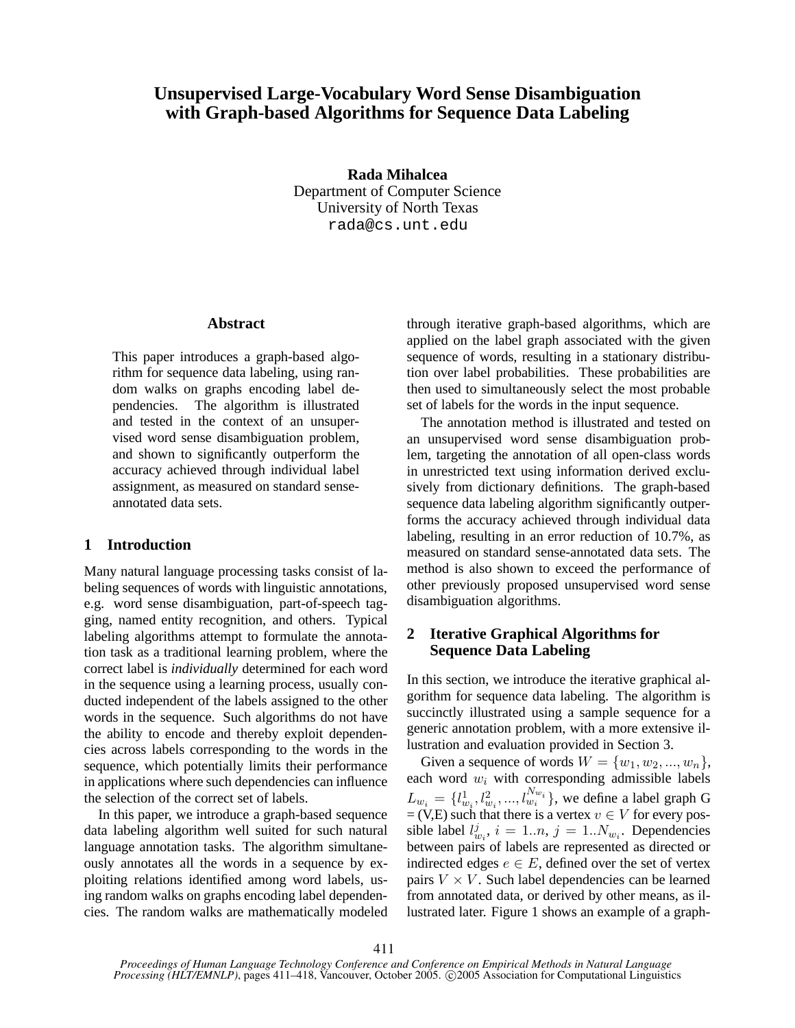# Unsupervised Large-Vocabulary Word Sense Disambiguation with Graph-based Algorithms for Sequence Data Labeling

**Rada Mihalcea**
Department of Computer Science
University of North Texas
rada@cs.unt.edu

## Abstract

This paper introduces a graph-based algorithm for sequence data labeling, using random walks on graphs encoding label dependencies. The algorithm is illustrated and tested in the context of an unsupervised word sense disambiguation problem, and shown to significantly outperform the accuracy achieved through individual label assignment, as measured on standard sense-annotated data sets.

## 1 Introduction

Many natural language processing tasks consist of labeling sequences of words with linguistic annotations, e.g. word sense disambiguation, part-of-speech tagging, named entity recognition, and others. Typical labeling algorithms attempt to formulate the annotation task as a traditional learning problem, where the correct label is *individually* determined for each word in the sequence using a learning process, usually conducted independent of the labels assigned to the other words in the sequence. Such algorithms do not have the ability to encode and thereby exploit dependencies across labels corresponding to the words in the sequence, which potentially limits their performance in applications where such dependencies can influence the selection of the correct set of labels.

In this paper, we introduce a graph-based sequence data labeling algorithm well suited for such natural language annotation tasks. The algorithm simultaneously annotates all the words in a sequence by exploiting relations identified among word labels, using random walks on graphs encoding label dependencies. The random walks are mathematically modeled through iterative graph-based algorithms, which are applied on the label graph associated with the given sequence of words, resulting in a stationary distribution over label probabilities. These probabilities are then used to simultaneously select the most probable set of labels for the words in the input sequence.

The annotation method is illustrated and tested on an unsupervised word sense disambiguation problem, targeting the annotation of all open-class words in unrestricted text using information derived exclusively from dictionary definitions. The graph-based sequence data labeling algorithm significantly outperforms the accuracy achieved through individual data labeling, resulting in an error reduction of 10.7%, as measured on standard sense-annotated data sets. The method is also shown to exceed the performance of other previously proposed unsupervised word sense disambiguation algorithms.

## 2 Iterative Graphical Algorithms for Sequence Data Labeling

In this section, we introduce the iterative graphical algorithm for sequence data labeling. The algorithm is succinctly illustrated using a sample sequence for a generic annotation problem, with a more extensive illustration and evaluation provided in Section 3.

Given a sequence of words $W = \{w_1, w_2, ..., w_n\}$, each word $w_i$ with corresponding admissible labels $L_{w_i} = \{l^1_{w_i}, l^2_{w_i}, ..., l^{N_{w_i}}_{w_i}\}$, we define a label graph G = (V,E) such that there is a vertex $v \in V$ for every possible label $l^j_{w_i}$, $i = 1..n$, $j = 1..N_{w_i}$. Dependencies between pairs of labels are represented as directed or indirected edges $e \in E$, defined over the set of vertex pairs $V \times V$. Such label dependencies can be learned from annotated data, or derived by other means, as illustrated later. Figure 1 shows an example of a graph-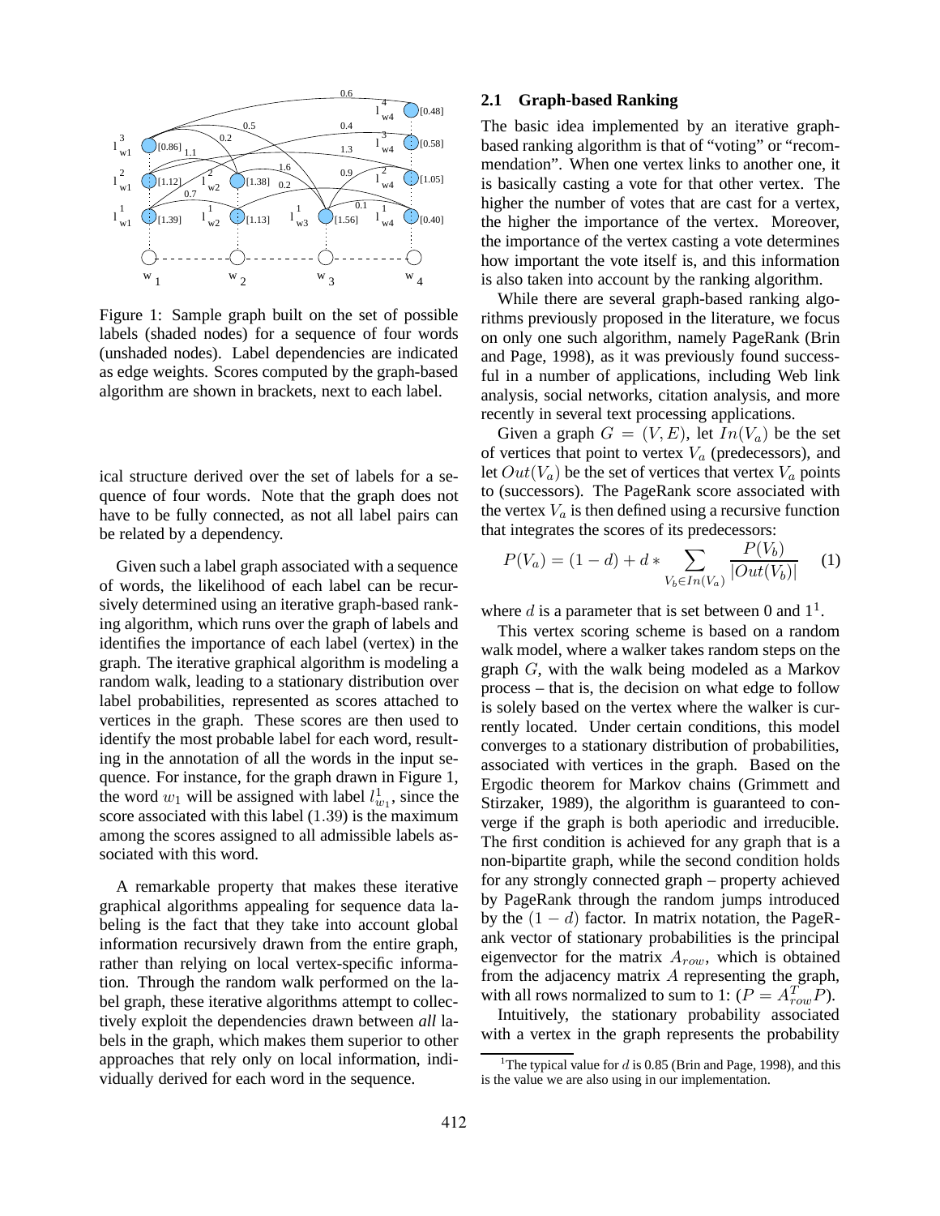Figure 1: Sample graph built on the set of possible labels (shaded nodes) for a sequence of four words (unshaded nodes). Label dependencies are indicated as edge weights. Scores computed by the graph-based algorithm are shown in brackets, next to each label.

ical structure derived over the set of labels for a sequence of four words. Note that the graph does not have to be fully connected, as not all label pairs can be related by a dependency.

Given such a label graph associated with a sequence of words, the likelihood of each label can be recursively determined using an iterative graph-based ranking algorithm, which runs over the graph of labels and identifies the importance of each label (vertex) in the graph. The iterative graphical algorithm is modeling a random walk, leading to a stationary distribution over label probabilities, represented as scores attached to vertices in the graph. These scores are then used to identify the most probable label for each word, resulting in the annotation of all the words in the input sequence. For instance, for the graph drawn in Figure 1, the word $w_1$ will be assigned with label $l^1_{w_1}$, since the score associated with this label ($1.39$) is the maximum among the scores assigned to all admissible labels associated with this word.

A remarkable property that makes these iterative graphical algorithms appealing for sequence data labeling is the fact that they take into account global information recursively drawn from the entire graph, rather than relying on local vertex-specific information. Through the random walk performed on the label graph, these iterative algorithms attempt to collectively exploit the dependencies drawn between *all* labels in the graph, which makes them superior to other approaches that rely only on local information, individually derived for each word in the sequence.

### 2.1 Graph-based Ranking

The basic idea implemented by an iterative graph-based ranking algorithm is that of "voting" or "recommendation". When one vertex links to another one, it is basically casting a vote for that other vertex. The higher the number of votes that are cast for a vertex, the higher the importance of the vertex. Moreover, the importance of the vertex casting a vote determines how important the vote itself is, and this information is also taken into account by the ranking algorithm.

While there are several graph-based ranking algorithms previously proposed in the literature, we focus on only one such algorithm, namely PageRank (Brin and Page, 1998), as it was previously found successful in a number of applications, including Web link analysis, social networks, citation analysis, and more recently in several text processing applications.

Given a graph $G = (V, E)$, let $In(V_a)$ be the set of vertices that point to vertex $V_a$ (predecessors), and let $Out(V_a)$ be the set of vertices that vertex $V_a$ points to (successors). The PageRank score associated with the vertex $V_a$ is then defined using a recursive function that integrates the scores of its predecessors:

$$P(V_a) = (1 - d) + d * \sum_{V_b \in In(V_a)} \frac{P(V_b)}{|Out(V_b)|} \quad (1)$$

where $d$ is a parameter that is set between 0 and 1[1].

This vertex scoring scheme is based on a random walk model, where a walker takes random steps on the graph $G$, with the walk being modeled as a Markov process – that is, the decision on what edge to follow is solely based on the vertex where the walker is currently located. Under certain conditions, this model converges to a stationary distribution of probabilities, associated with vertices in the graph. Based on the Ergodic theorem for Markov chains (Grimmett and Stirzaker, 1989), the algorithm is guaranteed to converge if the graph is both aperiodic and irreducible. The first condition is achieved for any graph that is a non-bipartite graph, while the second condition holds for any strongly connected graph – property achieved by PageRank through the random jumps introduced by the $(1 - d)$ factor. In matrix notation, the PageRank vector of stationary probabilities is the principal eigenvector for the matrix $A_{row}$, which is obtained from the adjacency matrix $A$ representing the graph, with all rows normalized to sum to 1: ($P = A^T_{row} P$).

Intuitively, the stationary probability associated with a vertex in the graph represents the probability

[1] The typical value for $d$ is 0.85 (Brin and Page, 1998), and this is the value we are also using in our implementation.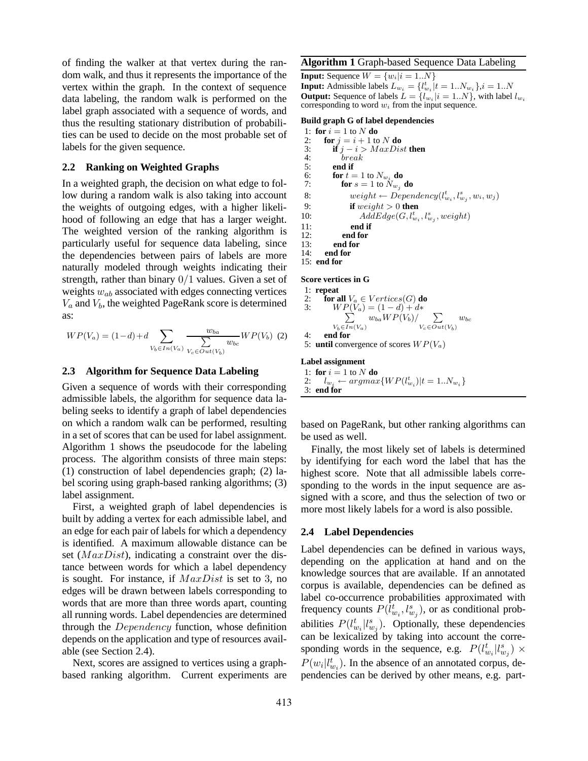of finding the walker at that vertex during the random walk, and thus it represents the importance of the vertex within the graph. In the context of sequence data labeling, the random walk is performed on the label graph associated with a sequence of words, and thus the resulting stationary distribution of probabilities can be used to decide on the most probable set of labels for the given sequence.

## 2.2 Ranking on Weighted Graphs

In a weighted graph, the decision on what edge to follow during a random walk is also taking into account the weights of outgoing edges, with a higher likelihood of following an edge that has a larger weight. The weighted version of the ranking algorithm is particularly useful for sequence data labeling, since the dependencies between pairs of labels are more naturally modeled through weights indicating their strength, rather than binary $0/1$ values. Given a set of weights $w_{ab}$ associated with edges connecting vertices $V_a$ and $V_b$, the weighted PageRank score is determined as:

$$WP(V_a) = (1-d) + d \sum_{V_b \in In(V_a)} \frac{w_{ba}}{\sum\limits_{V_c \in Out(V_b)} w_{bc}} WP(V_b) \quad (2)$$

## 2.3 Algorithm for Sequence Data Labeling

Given a sequence of words with their corresponding admissible labels, the algorithm for sequence data labeling seeks to identify a graph of label dependencies on which a random walk can be performed, resulting in a set of scores that can be used for label assignment. Algorithm 1 shows the pseudocode for the labeling process. The algorithm consists of three main steps: (1) construction of label dependencies graph; (2) label scoring using graph-based ranking algorithms; (3) label assignment.

First, a weighted graph of label dependencies is built by adding a vertex for each admissible label, and an edge for each pair of labels for which a dependency is identified. A maximum allowable distance can be set ($MaxDist$), indicating a constraint over the distance between words for which a label dependency is sought. For instance, if $MaxDist$ is set to 3, no edges will be drawn between labels corresponding to words that are more than three words apart, counting all running words. Label dependencies are determined through the $Dependency$ function, whose definition depends on the application and type of resources available (see Section 2.4).

Next, scores are assigned to vertices using a graph-based ranking algorithm. Current experiments are based on PageRank, but other ranking algorithms can be used as well.

**Algorithm 1** Graph-based Sequence Data Labeling

**Input:** Sequence $W = \{w_i | i = 1..N\}$
**Input:** Admissible labels $L_{w_i} = \{l^t_{w_i} | t = 1..N_{w_i}\}, i = 1..N$
**Output:** Sequence of labels $L = \{l_{w_i} | i = 1..N\}$, with label $l_{w_i}$ corresponding to word $w_i$ from the input sequence.

**Build graph G of label dependencies**

```
1:  for i = 1 to N do
2:    for j = i + 1 to N do
3:      if j − i > MaxDist then
4:        break
5:      end if
6:      for t = 1 to N_{w_i} do
7:        for s = 1 to N_{w_j} do
8:          weight ← Dependency(l^t_{w_i}, l^s_{w_j}, w_i, w_j)
9:          if weight > 0 then
10:           AddEdge(G, l^t_{w_i}, l^s_{w_j}, weight)
11:         end if
12:       end for
13:     end for
14:   end for
15: end for
```

**Score vertices in G**

```
1: repeat
2:   for all V_a ∈ Vertices(G) do
3:     WP(V_a) = (1 − d) + d* Σ_{V_b ∈ In(V_a)} w_ba WP(V_b) / Σ_{V_c ∈ Out(V_b)} w_bc
4:   end for
5: until convergence of scores WP(V_a)
```

**Label assignment**

```
1: for i = 1 to N do
2:   l_{w_i} ← argmax{WP(l^t_{w_i}) | t = 1..N_{w_i}}
3: end for
```

Finally, the most likely set of labels is determined by identifying for each word the label that has the highest score. Note that all admissible labels corresponding to the words in the input sequence are assigned with a score, and thus the selection of two or more most likely labels for a word is also possible.

## 2.4 Label Dependencies

Label dependencies can be defined in various ways, depending on the application at hand and on the knowledge sources that are available. If an annotated corpus is available, dependencies can be defined as label co-occurrence probabilities approximated with frequency counts $P(l^t_{w_i}, l^s_{w_j})$, or as conditional probabilities $P(l^t_{w_i} | l^s_{w_j})$. Optionally, these dependencies can be lexicalized by taking into account the corresponding words in the sequence, e.g. $P(l^t_{w_i} | l^s_{w_j}) \times P(w_i | l^t_{w_i})$. In the absence of an annotated corpus, dependencies can be derived by other means, e.g. part-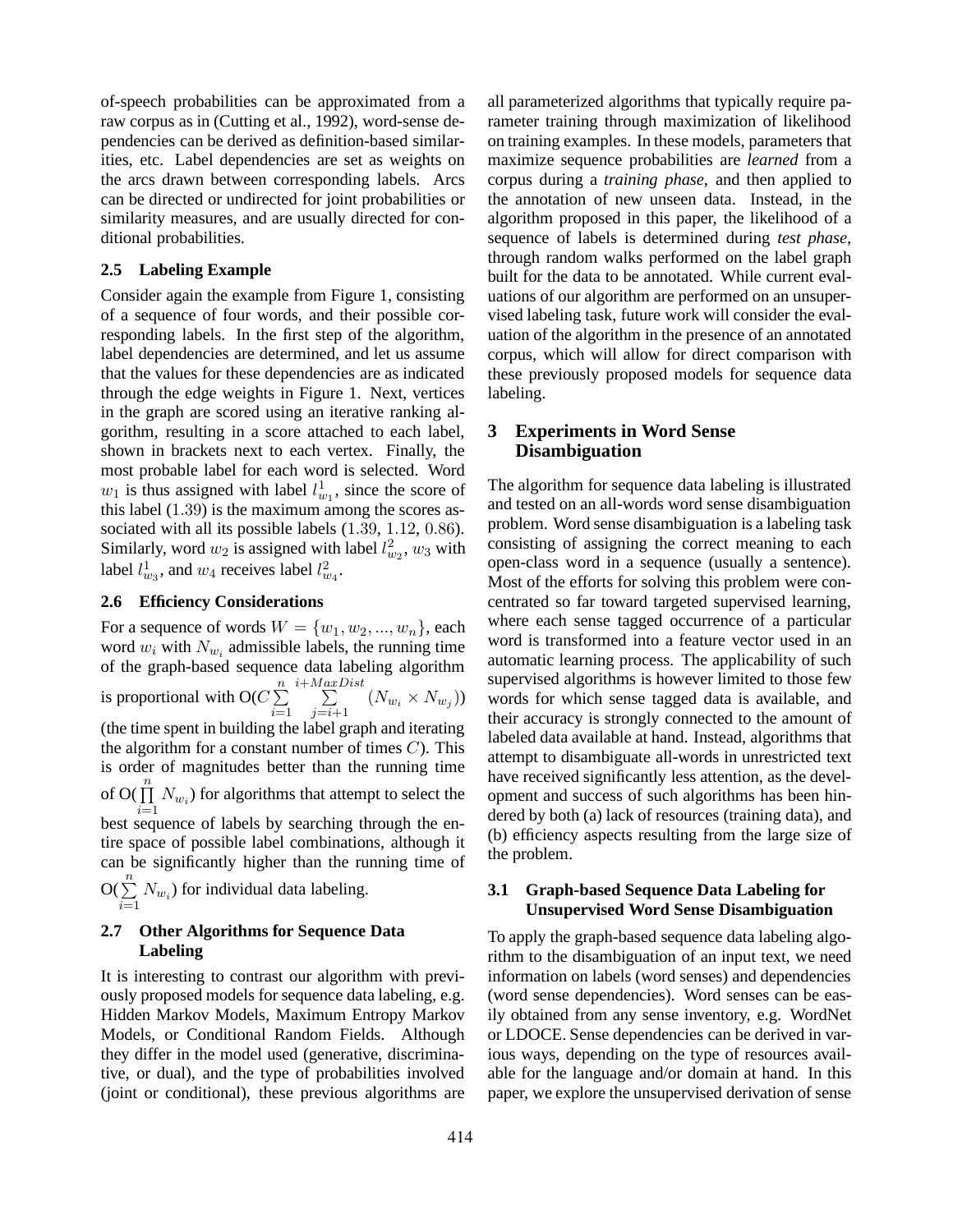of-speech probabilities can be approximated from a raw corpus as in (Cutting et al., 1992), word-sense dependencies can be derived as definition-based similarities, etc. Label dependencies are set as weights on the arcs drawn between corresponding labels. Arcs can be directed or undirected for joint probabilities or similarity measures, and are usually directed for conditional probabilities.

### 2.5 Labeling Example

Consider again the example from Figure 1, consisting of a sequence of four words, and their possible corresponding labels. In the first step of the algorithm, label dependencies are determined, and let us assume that the values for these dependencies are as indicated through the edge weights in Figure 1. Next, vertices in the graph are scored using an iterative ranking algorithm, resulting in a score attached to each label, shown in brackets next to each vertex. Finally, the most probable label for each word is selected. Word $w_1$ is thus assigned with label $l^1_{w_1}$, since the score of this label ($1.39$) is the maximum among the scores associated with all its possible labels ($1.39$, $1.12$, $0.86$). Similarly, word $w_2$ is assigned with label $l^2_{w_2}$, $w_3$ with label $l^1_{w_3}$, and $w_4$ receives label $l^2_{w_4}$.

### 2.6 Efficiency Considerations

For a sequence of words $W = \{w_1, w_2, ..., w_n\}$, each word $w_i$ with $N_{w_i}$ admissible labels, the running time of the graph-based sequence data labeling algorithm is proportional with $O(C \sum_{i=1}^{n} \sum_{j=i+1}^{i+MaxDist} (N_{w_i} \times N_{w_j}))$ (the time spent in building the label graph and iterating the algorithm for a constant number of times $C$). This is order of magnitudes better than the running time of $O(\prod_{i=1}^{n} N_{w_i})$ for algorithms that attempt to select the best sequence of labels by searching through the entire space of possible label combinations, although it can be significantly higher than the running time of $O(\sum_{i=1}^{n} N_{w_i})$ for individual data labeling.

### 2.7 Other Algorithms for Sequence Data Labeling

It is interesting to contrast our algorithm with previously proposed models for sequence data labeling, e.g. Hidden Markov Models, Maximum Entropy Markov Models, or Conditional Random Fields. Although they differ in the model used (generative, discriminative, or dual), and the type of probabilities involved (joint or conditional), these previous algorithms are all parameterized algorithms that typically require parameter training through maximization of likelihood on training examples. In these models, parameters that maximize sequence probabilities are *learned* from a corpus during a *training phase*, and then applied to the annotation of new unseen data. Instead, in the algorithm proposed in this paper, the likelihood of a sequence of labels is determined during *test phase*, through random walks performed on the label graph built for the data to be annotated. While current evaluations of our algorithm are performed on an unsupervised labeling task, future work will consider the evaluation of the algorithm in the presence of an annotated corpus, which will allow for direct comparison with these previously proposed models for sequence data labeling.

## 3 Experiments in Word Sense Disambiguation

The algorithm for sequence data labeling is illustrated and tested on an all-words word sense disambiguation problem. Word sense disambiguation is a labeling task consisting of assigning the correct meaning to each open-class word in a sequence (usually a sentence). Most of the efforts for solving this problem were concentrated so far toward targeted supervised learning, where each sense tagged occurrence of a particular word is transformed into a feature vector used in an automatic learning process. The applicability of such supervised algorithms is however limited to those few words for which sense tagged data is available, and their accuracy is strongly connected to the amount of labeled data available at hand. Instead, algorithms that attempt to disambiguate all-words in unrestricted text have received significantly less attention, as the development and success of such algorithms has been hindered by both (a) lack of resources (training data), and (b) efficiency aspects resulting from the large size of the problem.

### 3.1 Graph-based Sequence Data Labeling for Unsupervised Word Sense Disambiguation

To apply the graph-based sequence data labeling algorithm to the disambiguation of an input text, we need information on labels (word senses) and dependencies (word sense dependencies). Word senses can be easily obtained from any sense inventory, e.g. WordNet or LDOCE. Sense dependencies can be derived in various ways, depending on the type of resources available for the language and/or domain at hand. In this paper, we explore the unsupervised derivation of sense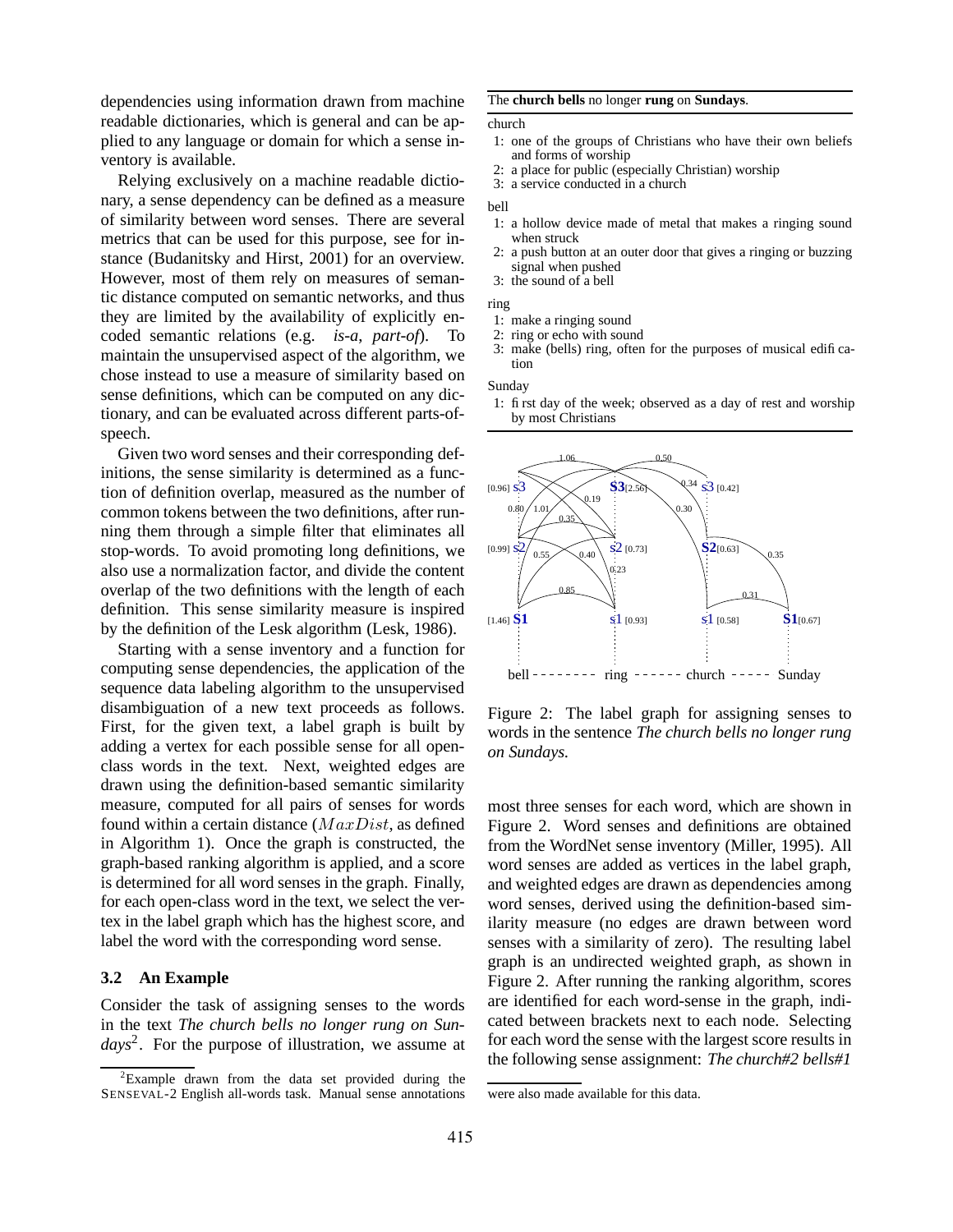dependencies using information drawn from machine readable dictionaries, which is general and can be applied to any language or domain for which a sense inventory is available.

Relying exclusively on a machine readable dictionary, a sense dependency can be defined as a measure of similarity between word senses. There are several metrics that can be used for this purpose, see for instance (Budanitsky and Hirst, 2001) for an overview. However, most of them rely on measures of semantic distance computed on semantic networks, and thus they are limited by the availability of explicitly encoded semantic relations (e.g. *is-a*, *part-of*). To maintain the unsupervised aspect of the algorithm, we chose instead to use a measure of similarity based on sense definitions, which can be computed on any dictionary, and can be evaluated across different parts-of-speech.

Given two word senses and their corresponding definitions, the sense similarity is determined as a function of definition overlap, measured as the number of common tokens between the two definitions, after running them through a simple filter that eliminates all stop-words. To avoid promoting long definitions, we also use a normalization factor, and divide the content overlap of the two definitions with the length of each definition. This sense similarity measure is inspired by the definition of the Lesk algorithm (Lesk, 1986).

Starting with a sense inventory and a function for computing sense dependencies, the application of the sequence data labeling algorithm to the unsupervised disambiguation of a new text proceeds as follows. First, for the given text, a label graph is built by adding a vertex for each possible sense for all open-class words in the text. Next, weighted edges are drawn using the definition-based semantic similarity measure, computed for all pairs of senses for words found within a certain distance ($MaxDist$, as defined in Algorithm 1). Once the graph is constructed, the graph-based ranking algorithm is applied, and a score is determined for all word senses in the graph. Finally, for each open-class word in the text, we select the vertex in the label graph which has the highest score, and label the word with the corresponding word sense.

### 3.2 An Example

Consider the task of assigning senses to the words in the text *The church bells no longer rung on Sundays*[2]. For the purpose of illustration, we assume at most three senses for each word, which are shown in Figure 2. Word senses and definitions are obtained from the WordNet sense inventory (Miller, 1995). All word senses are added as vertices in the label graph, and weighted edges are drawn as dependencies among word senses, derived using the definition-based similarity measure (no edges are drawn between word senses with a similarity of zero). The resulting label graph is an undirected weighted graph, as shown in Figure 2. After running the ranking algorithm, scores are identified for each word-sense in the graph, indicated between brackets next to each node. Selecting for each word the sense with the largest score results in the following sense assignment: *The church#2 bells#1*

---

The **church bells** no longer **rung** on **Sundays**.

church
1: one of the groups of Christians who have their own beliefs and forms of worship
2: a place for public (especially Christian) worship
3: a service conducted in a church

bell
1: a hollow device made of metal that makes a ringing sound when struck
2: a push button at an outer door that gives a ringing or buzzing signal when pushed
3: the sound of a bell

ring
1: make a ringing sound
2: ring or echo with sound
3: make (bells) ring, often for the purposes of musical edification

Sunday
1: first day of the week; observed as a day of rest and worship by most Christians

---

Figure 2: The label graph for assigning senses to words in the sentence *The church bells no longer rung on Sundays.*

---

[2] Example drawn from the data set provided during the SENSEVAL-2 English all-words task. Manual sense annotations were also made available for this data.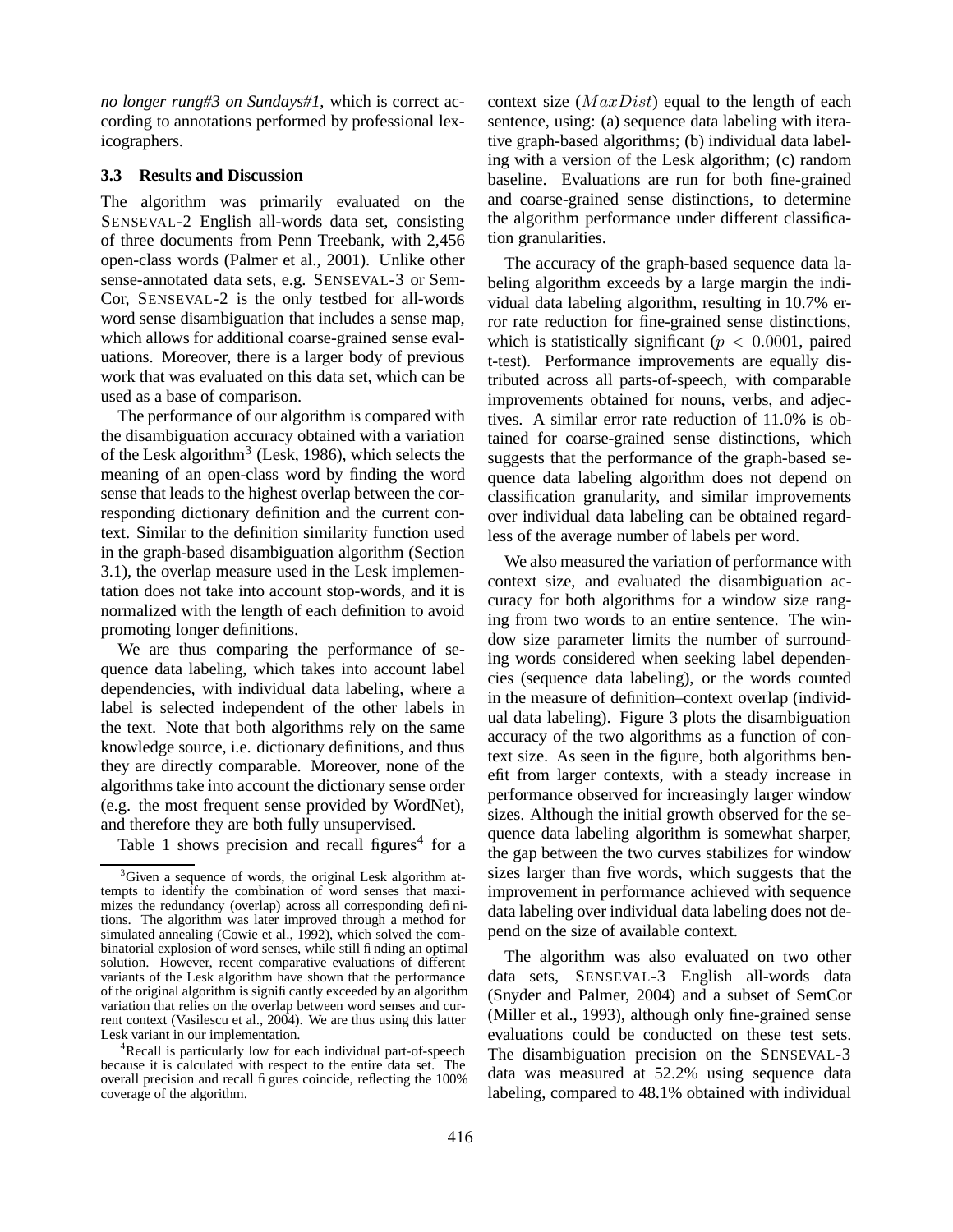*no longer rung#3 on Sundays#1*, which is correct according to annotations performed by professional lexicographers.

### 3.3 Results and Discussion

The algorithm was primarily evaluated on the SENSEVAL-2 English all-words data set, consisting of three documents from Penn Treebank, with 2,456 open-class words (Palmer et al., 2001). Unlike other sense-annotated data sets, e.g. SENSEVAL-3 or SemCor, SENSEVAL-2 is the only testbed for all-words word sense disambiguation that includes a sense map, which allows for additional coarse-grained sense evaluations. Moreover, there is a larger body of previous work that was evaluated on this data set, which can be used as a base of comparison.

The performance of our algorithm is compared with the disambiguation accuracy obtained with a variation of the Lesk algorithm[3] (Lesk, 1986), which selects the meaning of an open-class word by finding the word sense that leads to the highest overlap between the corresponding dictionary definition and the current context. Similar to the definition similarity function used in the graph-based disambiguation algorithm (Section 3.1), the overlap measure used in the Lesk implementation does not take into account stop-words, and it is normalized with the length of each definition to avoid promoting longer definitions.

We are thus comparing the performance of sequence data labeling, which takes into account label dependencies, with individual data labeling, where a label is selected independent of the other labels in the text. Note that both algorithms rely on the same knowledge source, i.e. dictionary definitions, and thus they are directly comparable. Moreover, none of the algorithms take into account the dictionary sense order (e.g. the most frequent sense provided by WordNet), and therefore they are both fully unsupervised.

Table 1 shows precision and recall figures[4] for a context size ($MaxDist$) equal to the length of each sentence, using: (a) sequence data labeling with iterative graph-based algorithms; (b) individual data labeling with a version of the Lesk algorithm; (c) random baseline. Evaluations are run for both fine-grained and coarse-grained sense distinctions, to determine the algorithm performance under different classification granularities.

The accuracy of the graph-based sequence data labeling algorithm exceeds by a large margin the individual data labeling algorithm, resulting in 10.7% error rate reduction for fine-grained sense distinctions, which is statistically significant ($p < 0.0001$, paired t-test). Performance improvements are equally distributed across all parts-of-speech, with comparable improvements obtained for nouns, verbs, and adjectives. A similar error rate reduction of 11.0% is obtained for coarse-grained sense distinctions, which suggests that the performance of the graph-based sequence data labeling algorithm does not depend on classification granularity, and similar improvements over individual data labeling can be obtained regardless of the average number of labels per word.

We also measured the variation of performance with context size, and evaluated the disambiguation accuracy for both algorithms for a window size ranging from two words to an entire sentence. The window size parameter limits the number of surrounding words considered when seeking label dependencies (sequence data labeling), or the words counted in the measure of definition–context overlap (individual data labeling). Figure 3 plots the disambiguation accuracy of the two algorithms as a function of context size. As seen in the figure, both algorithms benefit from larger contexts, with a steady increase in performance observed for increasingly larger window sizes. Although the initial growth observed for the sequence data labeling algorithm is somewhat sharper, the gap between the two curves stabilizes for window sizes larger than five words, which suggests that the improvement in performance achieved with sequence data labeling over individual data labeling does not depend on the size of available context.

The algorithm was also evaluated on two other data sets, SENSEVAL-3 English all-words data (Snyder and Palmer, 2004) and a subset of SemCor (Miller et al., 1993), although only fine-grained sense evaluations could be conducted on these test sets. The disambiguation precision on the SENSEVAL-3 data was measured at 52.2% using sequence data labeling, compared to 48.1% obtained with individual

---

[3] Given a sequence of words, the original Lesk algorithm attempts to identify the combination of word senses that maximizes the redundancy (overlap) across all corresponding definitions. The algorithm was later improved through a method for simulated annealing (Cowie et al., 1992), which solved the combinatorial explosion of word senses, while still finding an optimal solution. However, recent comparative evaluations of different variants of the Lesk algorithm have shown that the performance of the original algorithm is significantly exceeded by an algorithm variation that relies on the overlap between word senses and current context (Vasilescu et al., 2004). We are thus using this latter Lesk variant in our implementation.

[4] Recall is particularly low for each individual part-of-speech because it is calculated with respect to the entire data set. The overall precision and recall figures coincide, reflecting the 100% coverage of the algorithm.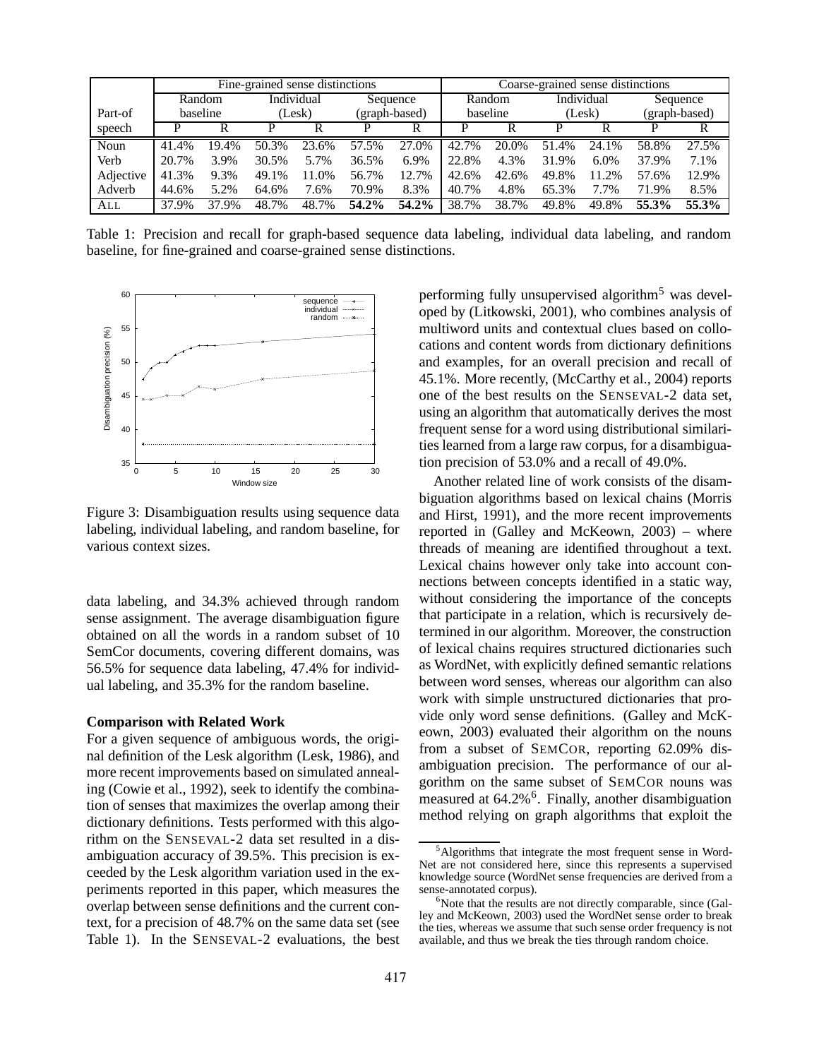| Part-of speech | Fine-grained sense distinctions | | | | | | Coarse-grained sense distinctions | | | | | |
|---|---|---|---|---|---|---|---|---|---|---|---|---|
| | Random baseline | | Individual (Lesk) | | Sequence (graph-based) | | Random baseline | | Individual (Lesk) | | Sequence (graph-based) | |
| | P | R | P | R | P | R | P | R | P | R | P | R |
| Noun | 41.4% | 19.4% | 50.3% | 23.6% | 57.5% | 27.0% | 42.7% | 20.0% | 51.4% | 24.1% | 58.8% | 27.5% |
| Verb | 20.7% | 3.9% | 30.5% | 5.7% | 36.5% | 6.9% | 22.8% | 4.3% | 31.9% | 6.0% | 37.9% | 7.1% |
| Adjective | 41.3% | 9.3% | 49.1% | 11.0% | 56.7% | 12.7% | 42.6% | 42.6% | 49.8% | 11.2% | 57.6% | 12.9% |
| Adverb | 44.6% | 5.2% | 64.6% | 7.6% | 70.9% | 8.3% | 40.7% | 4.8% | 65.3% | 7.7% | 71.9% | 8.5% |
| ALL | 37.9% | 37.9% | 48.7% | 48.7% | **54.2%** | **54.2%** | 38.7% | 38.7% | 49.8% | 49.8% | **55.3%** | **55.3%** |

Table 1: Precision and recall for graph-based sequence data labeling, individual data labeling, and random baseline, for fine-grained and coarse-grained sense distinctions.

Figure 3: Disambiguation results using sequence data labeling, individual labeling, and random baseline, for various context sizes.

data labeling, and 34.3% achieved through random sense assignment. The average disambiguation figure obtained on all the words in a random subset of 10 SemCor documents, covering different domains, was 56.5% for sequence data labeling, 47.4% for individual labeling, and 35.3% for the random baseline.

**Comparison with Related Work**

For a given sequence of ambiguous words, the original definition of the Lesk algorithm (Lesk, 1986), and more recent improvements based on simulated annealing (Cowie et al., 1992), seek to identify the combination of senses that maximizes the overlap among their dictionary definitions. Tests performed with this algorithm on the SENSEVAL-2 data set resulted in a disambiguation accuracy of 39.5%. This precision is exceeded by the Lesk algorithm variation used in the experiments reported in this paper, which measures the overlap between sense definitions and the current context, for a precision of 48.7% on the same data set (see Table 1). In the SENSEVAL-2 evaluations, the best performing fully unsupervised algorithm[5] was developed by (Litkowski, 2001), who combines analysis of multiword units and contextual clues based on collocations and content words from dictionary definitions and examples, for an overall precision and recall of 45.1%. More recently, (McCarthy et al., 2004) reports one of the best results on the SENSEVAL-2 data set, using an algorithm that automatically derives the most frequent sense for a word using distributional similarities learned from a large raw corpus, for a disambiguation precision of 53.0% and a recall of 49.0%.

Another related line of work consists of the disambiguation algorithms based on lexical chains (Morris and Hirst, 1991), and the more recent improvements reported in (Galley and McKeown, 2003) – where threads of meaning are identified throughout a text. Lexical chains however only take into account connections between concepts identified in a static way, without considering the importance of the concepts that participate in a relation, which is recursively determined in our algorithm. Moreover, the construction of lexical chains requires structured dictionaries such as WordNet, with explicitly defined semantic relations between word senses, whereas our algorithm can also work with simple unstructured dictionaries that provide only word sense definitions. (Galley and McKeown, 2003) evaluated their algorithm on the nouns from a subset of SEMCOR, reporting 62.09% disambiguation precision. The performance of our algorithm on the same subset of SEMCOR nouns was measured at 64.2%[6]. Finally, another disambiguation method relying on graph algorithms that exploit the

[5] Algorithms that integrate the most frequent sense in WordNet are not considered here, since this represents a supervised knowledge source (WordNet sense frequencies are derived from a sense-annotated corpus).

[6] Note that the results are not directly comparable, since (Galley and McKeown, 2003) used the WordNet sense order to break the ties, whereas we assume that such sense order frequency is not available, and thus we break the ties through random choice.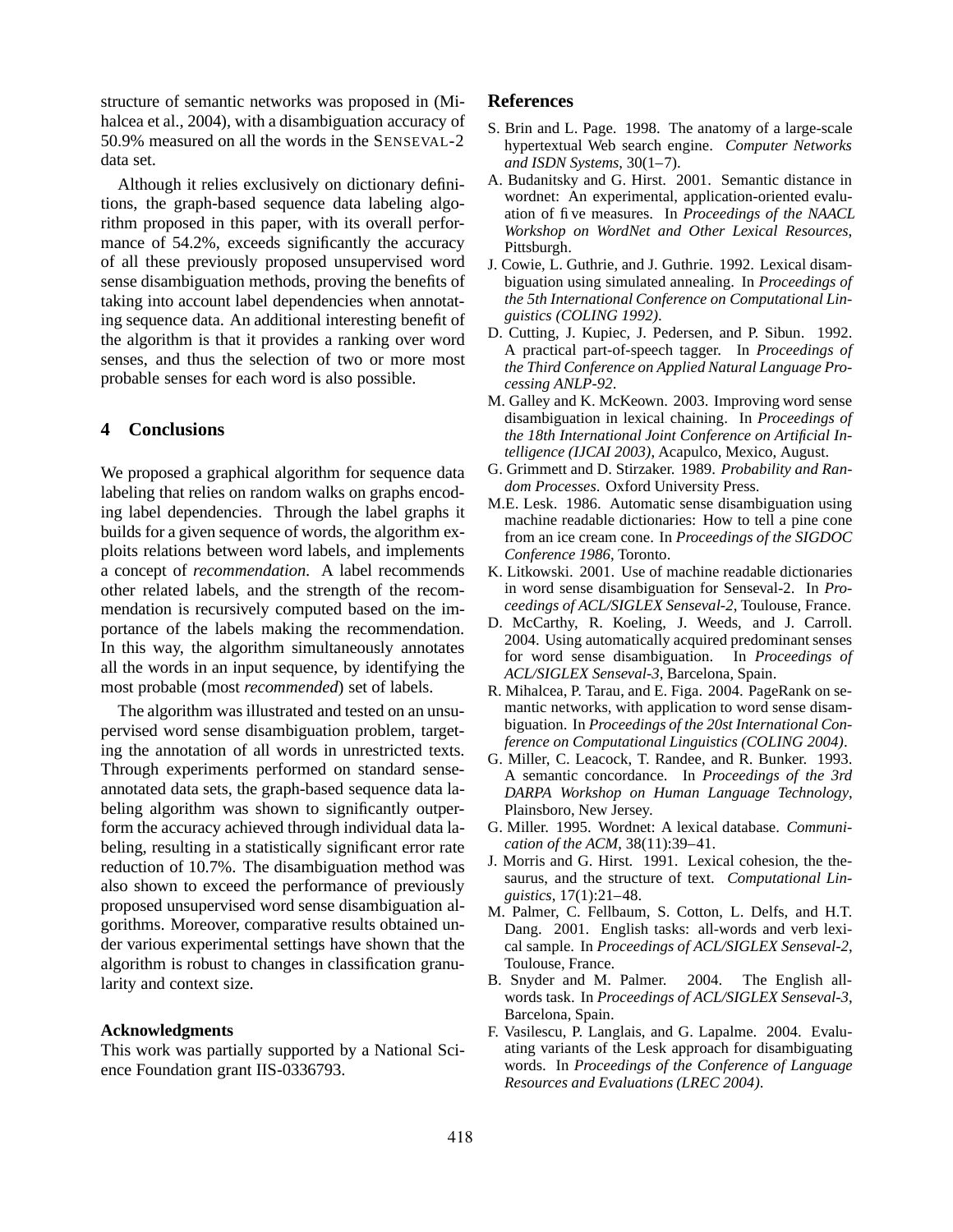structure of semantic networks was proposed in (Mihalcea et al., 2004), with a disambiguation accuracy of 50.9% measured on all the words in the SENSEVAL-2 data set.

Although it relies exclusively on dictionary definitions, the graph-based sequence data labeling algorithm proposed in this paper, with its overall performance of 54.2%, exceeds significantly the accuracy of all these previously proposed unsupervised word sense disambiguation methods, proving the benefits of taking into account label dependencies when annotating sequence data. An additional interesting benefit of the algorithm is that it provides a ranking over word senses, and thus the selection of two or more most probable senses for each word is also possible.

## 4 Conclusions

We proposed a graphical algorithm for sequence data labeling that relies on random walks on graphs encoding label dependencies. Through the label graphs it builds for a given sequence of words, the algorithm exploits relations between word labels, and implements a concept of *recommendation*. A label recommends other related labels, and the strength of the recommendation is recursively computed based on the importance of the labels making the recommendation. In this way, the algorithm simultaneously annotates all the words in an input sequence, by identifying the most probable (most *recommended*) set of labels.

The algorithm was illustrated and tested on an unsupervised word sense disambiguation problem, targeting the annotation of all words in unrestricted texts. Through experiments performed on standard sense-annotated data sets, the graph-based sequence data labeling algorithm was shown to significantly outperform the accuracy achieved through individual data labeling, resulting in a statistically significant error rate reduction of 10.7%. The disambiguation method was also shown to exceed the performance of previously proposed unsupervised word sense disambiguation algorithms. Moreover, comparative results obtained under various experimental settings have shown that the algorithm is robust to changes in classification granularity and context size.

### Acknowledgments

This work was partially supported by a National Science Foundation grant IIS-0336793.

## References

S. Brin and L. Page. 1998. The anatomy of a large-scale hypertextual Web search engine. *Computer Networks and ISDN Systems*, 30(1–7).

A. Budanitsky and G. Hirst. 2001. Semantic distance in wordnet: An experimental, application-oriented evaluation of five measures. In *Proceedings of the NAACL Workshop on WordNet and Other Lexical Resources*, Pittsburgh.

J. Cowie, L. Guthrie, and J. Guthrie. 1992. Lexical disambiguation using simulated annealing. In *Proceedings of the 5th International Conference on Computational Linguistics (COLING 1992)*.

D. Cutting, J. Kupiec, J. Pedersen, and P. Sibun. 1992. A practical part-of-speech tagger. In *Proceedings of the Third Conference on Applied Natural Language Processing ANLP-92*.

M. Galley and K. McKeown. 2003. Improving word sense disambiguation in lexical chaining. In *Proceedings of the 18th International Joint Conference on Artificial Intelligence (IJCAI 2003)*, Acapulco, Mexico, August.

G. Grimmett and D. Stirzaker. 1989. *Probability and Random Processes*. Oxford University Press.

M.E. Lesk. 1986. Automatic sense disambiguation using machine readable dictionaries: How to tell a pine cone from an ice cream cone. In *Proceedings of the SIGDOC Conference 1986*, Toronto.

K. Litkowski. 2001. Use of machine readable dictionaries in word sense disambiguation for Senseval-2. In *Proceedings of ACL/SIGLEX Senseval-2*, Toulouse, France.

D. McCarthy, R. Koeling, J. Weeds, and J. Carroll. 2004. Using automatically acquired predominant senses for word sense disambiguation. In *Proceedings of ACL/SIGLEX Senseval-3*, Barcelona, Spain.

R. Mihalcea, P. Tarau, and E. Figa. 2004. PageRank on semantic networks, with application to word sense disambiguation. In *Proceedings of the 20st International Conference on Computational Linguistics (COLING 2004)*.

G. Miller, C. Leacock, T. Randee, and R. Bunker. 1993. A semantic concordance. In *Proceedings of the 3rd DARPA Workshop on Human Language Technology*, Plainsboro, New Jersey.

G. Miller. 1995. Wordnet: A lexical database. *Communication of the ACM*, 38(11):39–41.

J. Morris and G. Hirst. 1991. Lexical cohesion, the thesaurus, and the structure of text. *Computational Linguistics*, 17(1):21–48.

M. Palmer, C. Fellbaum, S. Cotton, L. Delfs, and H.T. Dang. 2001. English tasks: all-words and verb lexical sample. In *Proceedings of ACL/SIGLEX Senseval-2*, Toulouse, France.

B. Snyder and M. Palmer. 2004. The English all-words task. In *Proceedings of ACL/SIGLEX Senseval-3*, Barcelona, Spain.

F. Vasilescu, P. Langlais, and G. Lapalme. 2004. Evaluating variants of the Lesk approach for disambiguating words. In *Proceedings of the Conference of Language Resources and Evaluations (LREC 2004)*.